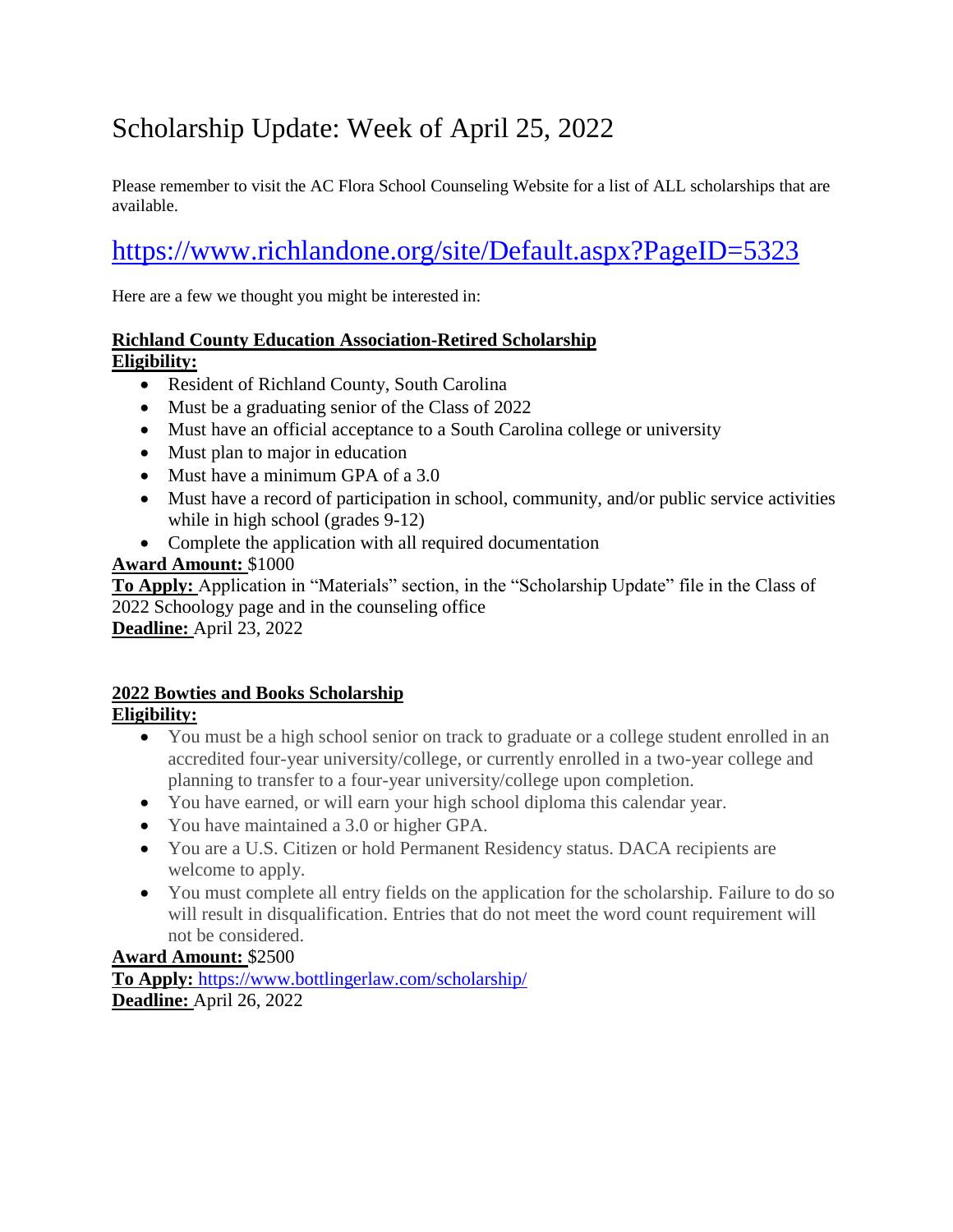# Scholarship Update: Week of April 25, 2022

Please remember to visit the AC Flora School Counseling Website for a list of ALL scholarships that are available.

## https://www.richlandone.org/site/Default.aspx?PageID=5323

Here are a few we thought you might be interested in:

**Richland County Education Association-Retired Scholarship**
**Eligibility:**

- Resident of Richland County, South Carolina
- Must be a graduating senior of the Class of 2022
- Must have an official acceptance to a South Carolina college or university
- Must plan to major in education
- Must have a minimum GPA of a 3.0
- Must have a record of participation in school, community, and/or public service activities while in high school (grades 9-12)
- Complete the application with all required documentation

**Award Amount:** $1000
**To Apply:** Application in "Materials" section, in the "Scholarship Update" file in the Class of 2022 Schoology page and in the counseling office
**Deadline:** April 23, 2022

**2022 Bowties and Books Scholarship**
**Eligibility:**

- You must be a high school senior on track to graduate or a college student enrolled in an accredited four-year university/college, or currently enrolled in a two-year college and planning to transfer to a four-year university/college upon completion.
- You have earned, or will earn your high school diploma this calendar year.
- You have maintained a 3.0 or higher GPA.
- You are a U.S. Citizen or hold Permanent Residency status. DACA recipients are welcome to apply.
- You must complete all entry fields on the application for the scholarship. Failure to do so will result in disqualification. Entries that do not meet the word count requirement will not be considered.

**Award Amount:** $2500
**To Apply:** https://www.bottlingerlaw.com/scholarship/
**Deadline:** April 26, 2022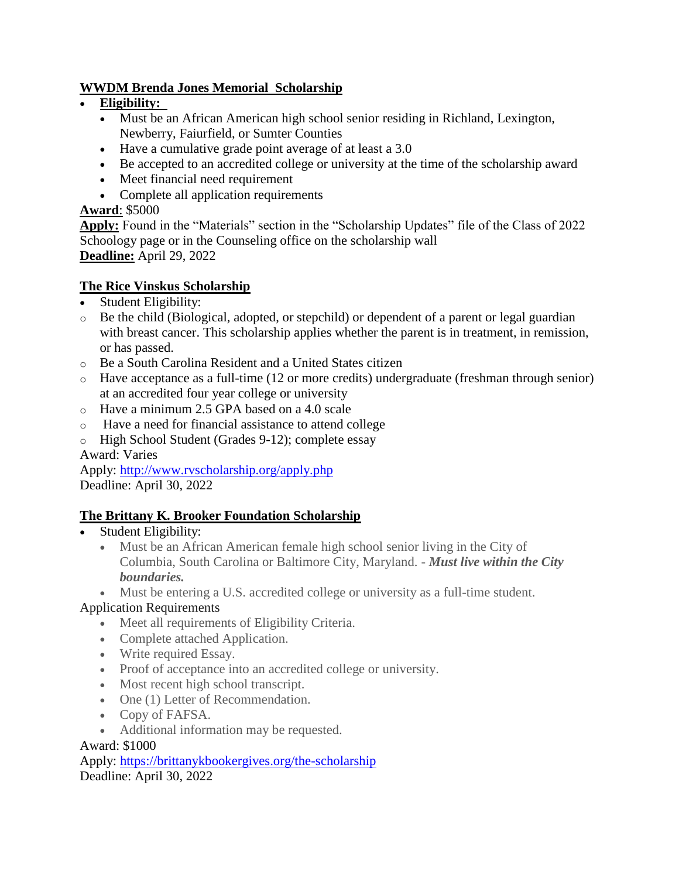**WWDM Brenda Jones Memorial Scholarship**

- **Eligibility:**
  - Must be an African American high school senior residing in Richland, Lexington, Newberry, Faiurfield, or Sumter Counties
  - Have a cumulative grade point average of at least a 3.0
  - Be accepted to an accredited college or university at the time of the scholarship award
  - Meet financial need requirement
  - Complete all application requirements

**Award**: $5000

**Apply:** Found in the "Materials" section in the "Scholarship Updates" file of the Class of 2022 Schoology page or in the Counseling office on the scholarship wall

**Deadline:** April 29, 2022

**The Rice Vinskus Scholarship**

- Student Eligibility:
  - Be the child (Biological, adopted, or stepchild) or dependent of a parent or legal guardian with breast cancer. This scholarship applies whether the parent is in treatment, in remission, or has passed.
  - Be a South Carolina Resident and a United States citizen
  - Have acceptance as a full-time (12 or more credits) undergraduate (freshman through senior) at an accredited four year college or university
  - Have a minimum 2.5 GPA based on a 4.0 scale
  - Have a need for financial assistance to attend college
  - High School Student (Grades 9-12); complete essay

Award: Varies

Apply: http://www.rvscholarship.org/apply.php

Deadline: April 30, 2022

**The Brittany K. Brooker Foundation Scholarship**

- Student Eligibility:
  - Must be an African American female high school senior living in the City of Columbia, South Carolina or Baltimore City, Maryland. - ***Must live within the City boundaries.***
  - Must be entering a U.S. accredited college or university as a full-time student.

Application Requirements

- Meet all requirements of Eligibility Criteria.
- Complete attached Application.
- Write required Essay.
- Proof of acceptance into an accredited college or university.
- Most recent high school transcript.
- One (1) Letter of Recommendation.
- Copy of FAFSA.
- Additional information may be requested.

Award: $1000

Apply: https://brittanykbookergives.org/the-scholarship

Deadline: April 30, 2022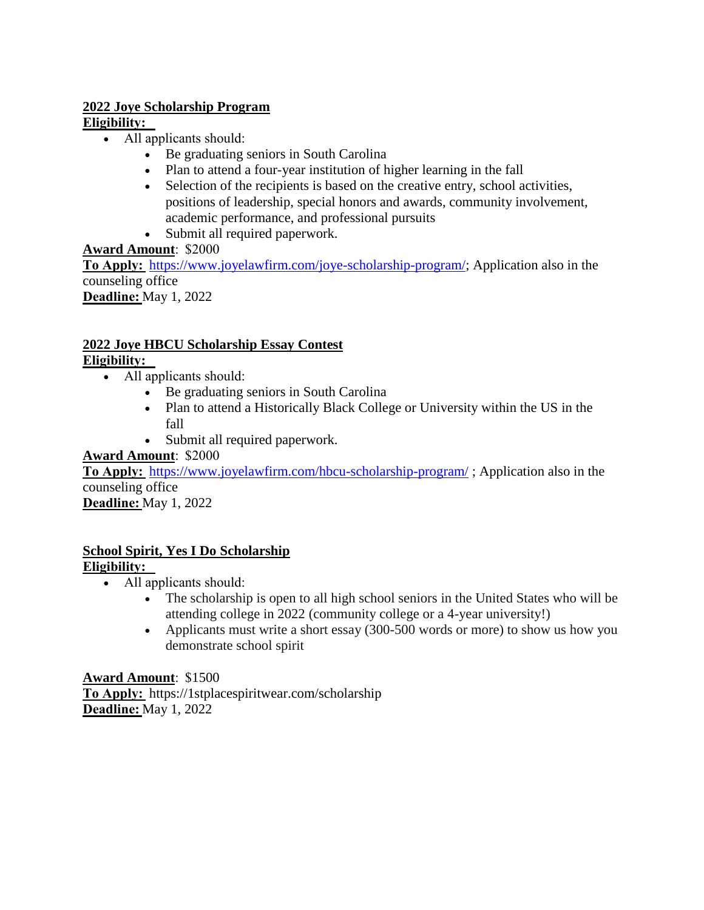**2022 Joye Scholarship Program**

**Eligibility:**

- All applicants should:
  - Be graduating seniors in South Carolina
  - Plan to attend a four-year institution of higher learning in the fall
  - Selection of the recipients is based on the creative entry, school activities, positions of leadership, special honors and awards, community involvement, academic performance, and professional pursuits
  - Submit all required paperwork.

**Award Amount**: $2000

**To Apply:** https://www.joyelawfirm.com/joye-scholarship-program/; Application also in the counseling office

**Deadline:** May 1, 2022

**2022 Joye HBCU Scholarship Essay Contest**

**Eligibility:**

- All applicants should:
  - Be graduating seniors in South Carolina
  - Plan to attend a Historically Black College or University within the US in the fall
  - Submit all required paperwork.

**Award Amount**: $2000

**To Apply:** https://www.joyelawfirm.com/hbcu-scholarship-program/ ; Application also in the counseling office

**Deadline:** May 1, 2022

**School Spirit, Yes I Do Scholarship**

**Eligibility:**

- All applicants should:
  - The scholarship is open to all high school seniors in the United States who will be attending college in 2022 (community college or a 4-year university!)
  - Applicants must write a short essay (300-500 words or more) to show us how you demonstrate school spirit

**Award Amount**: $1500

**To Apply:** https://1stplacespiritwear.com/scholarship

**Deadline:** May 1, 2022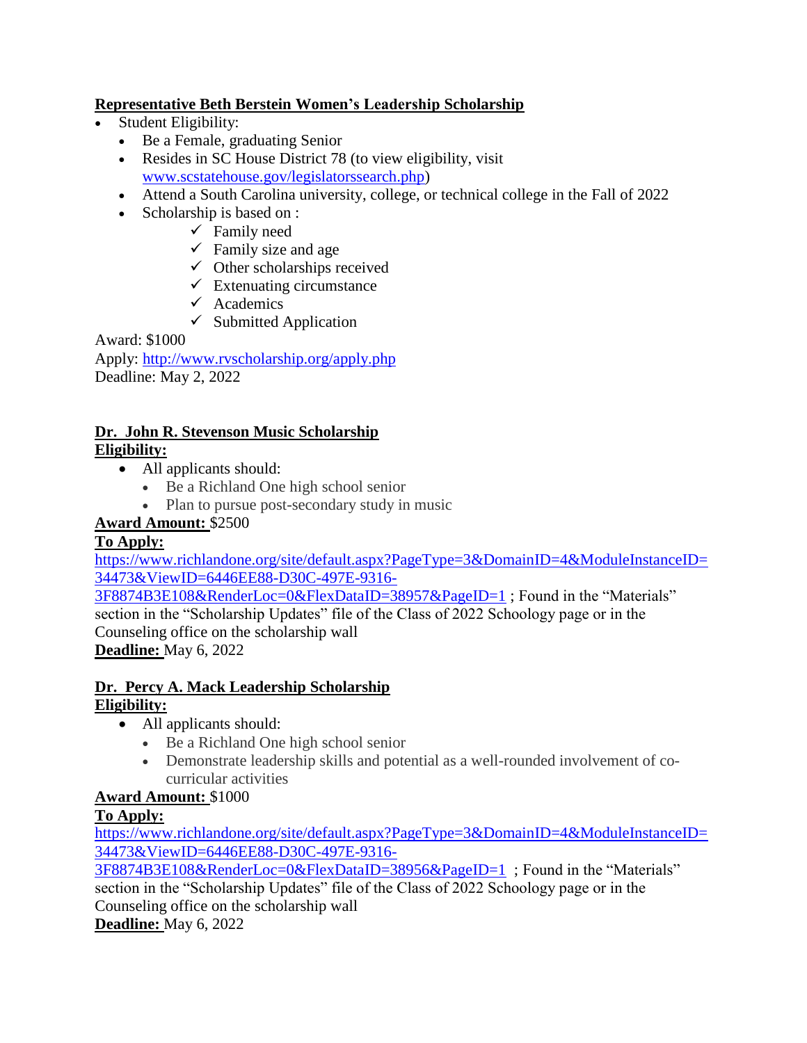**Representative Beth Berstein Women's Leadership Scholarship**

- Student Eligibility:
  - Be a Female, graduating Senior
  - Resides in SC House District 78 (to view eligibility, visit www.scstatehouse.gov/legislatorssearch.php)
  - Attend a South Carolina university, college, or technical college in the Fall of 2022
  - Scholarship is based on :
    - ✓ Family need
    - ✓ Family size and age
    - ✓ Other scholarships received
    - ✓ Extenuating circumstance
    - ✓ Academics
    - ✓ Submitted Application

Award: $1000
Apply: http://www.rvscholarship.org/apply.php
Deadline: May 2, 2022

**Dr. John R. Stevenson Music Scholarship**
**Eligibility:**

- All applicants should:
  - Be a Richland One high school senior
  - Plan to pursue post-secondary study in music

**Award Amount:** $2500
**To Apply:**
https://www.richlandone.org/site/default.aspx?PageType=3&DomainID=4&ModuleInstanceID=34473&ViewID=6446EE88-D30C-497E-9316-3F8874B3E108&RenderLoc=0&FlexDataID=38957&PageID=1 ; Found in the "Materials" section in the "Scholarship Updates" file of the Class of 2022 Schoology page or in the Counseling office on the scholarship wall
**Deadline:** May 6, 2022

**Dr. Percy A. Mack Leadership Scholarship**
**Eligibility:**

- All applicants should:
  - Be a Richland One high school senior
  - Demonstrate leadership skills and potential as a well-rounded involvement of co-curricular activities

**Award Amount:** $1000
**To Apply:**
https://www.richlandone.org/site/default.aspx?PageType=3&DomainID=4&ModuleInstanceID=34473&ViewID=6446EE88-D30C-497E-9316-3F8874B3E108&RenderLoc=0&FlexDataID=38956&PageID=1 ; Found in the "Materials" section in the "Scholarship Updates" file of the Class of 2022 Schoology page or in the Counseling office on the scholarship wall
**Deadline:** May 6, 2022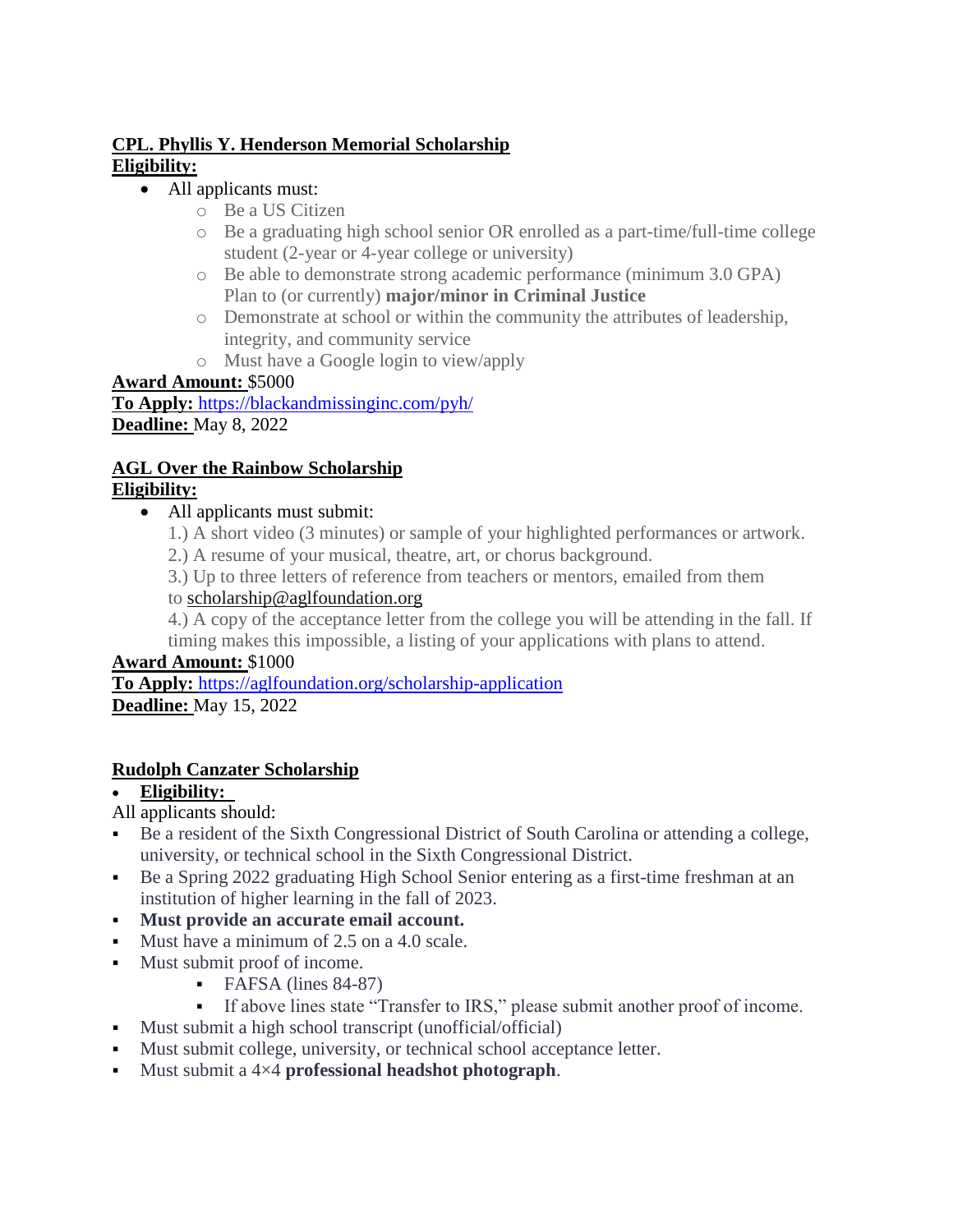**CPL. Phyllis Y. Henderson Memorial Scholarship**

**Eligibility:**

- All applicants must:
  - Be a US Citizen
  - Be a graduating high school senior OR enrolled as a part-time/full-time college student (2-year or 4-year college or university)
  - Be able to demonstrate strong academic performance (minimum 3.0 GPA) Plan to (or currently) **major/minor in Criminal Justice**
  - Demonstrate at school or within the community the attributes of leadership, integrity, and community service
  - Must have a Google login to view/apply

**Award Amount:** $5000

**To Apply:** https://blackandmissinginc.com/pyh/

**Deadline:** May 8, 2022

**AGL Over the Rainbow Scholarship**

**Eligibility:**

- All applicants must submit:

  1.) A short video (3 minutes) or sample of your highlighted performances or artwork.

  2.) A resume of your musical, theatre, art, or chorus background.

  3.) Up to three letters of reference from teachers or mentors, emailed from them to scholarship@aglfoundation.org

  4.) A copy of the acceptance letter from the college you will be attending in the fall. If timing makes this impossible, a listing of your applications with plans to attend.

**Award Amount:** $1000

**To Apply:** https://aglfoundation.org/scholarship-application

**Deadline:** May 15, 2022

**Rudolph Canzater Scholarship**

- **Eligibility:**

All applicants should:

- Be a resident of the Sixth Congressional District of South Carolina or attending a college, university, or technical school in the Sixth Congressional District.
- Be a Spring 2022 graduating High School Senior entering as a first-time freshman at an institution of higher learning in the fall of 2023.
- **Must provide an accurate email account.**
- Must have a minimum of 2.5 on a 4.0 scale.
- Must submit proof of income.
  - FAFSA (lines 84-87)
  - If above lines state “Transfer to IRS,” please submit another proof of income.
- Must submit a high school transcript (unofficial/official)
- Must submit college, university, or technical school acceptance letter.
- Must submit a 4×4 **professional headshot photograph**.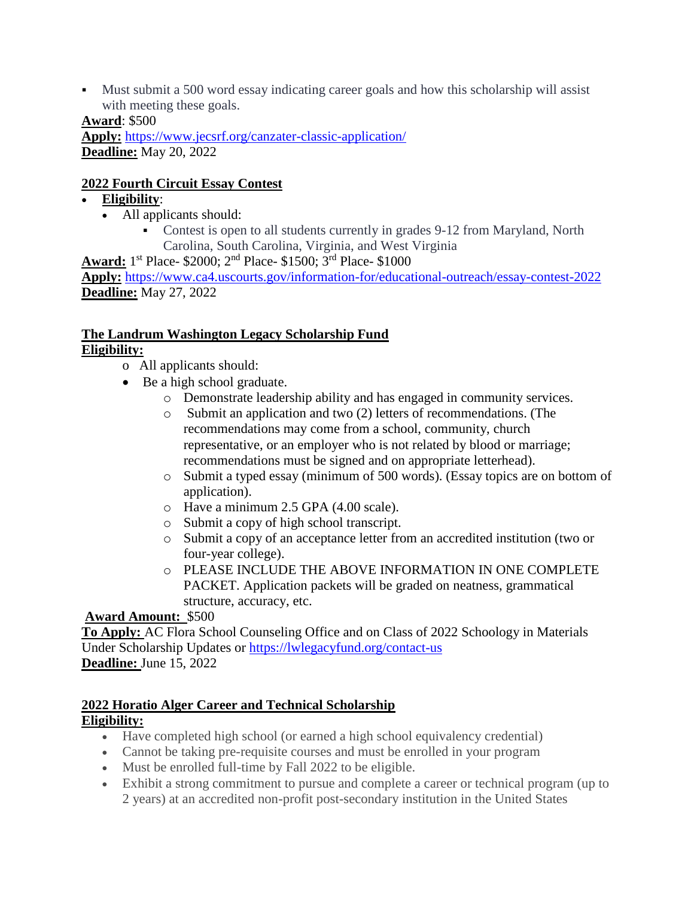- Must submit a 500 word essay indicating career goals and how this scholarship will assist with meeting these goals.

**Award**: $500
**Apply:** https://www.jecsrf.org/canzater-classic-application/
**Deadline:** May 20, 2022

**2022 Fourth Circuit Essay Contest**

- **Eligibility**:
  - All applicants should:
    - Contest is open to all students currently in grades 9-12 from Maryland, North Carolina, South Carolina, Virginia, and West Virginia

**Award:** 1st Place- $2000; 2nd Place- $1500; 3rd Place- $1000
**Apply:** https://www.ca4.uscourts.gov/information-for/educational-outreach/essay-contest-2022
**Deadline:** May 27, 2022

**The Landrum Washington Legacy Scholarship Fund**
**Eligibility:**

- All applicants should:
  - Be a high school graduate.
    - Demonstrate leadership ability and has engaged in community services.
    - Submit an application and two (2) letters of recommendations. (The recommendations may come from a school, community, church representative, or an employer who is not related by blood or marriage; recommendations must be signed and on appropriate letterhead).
    - Submit a typed essay (minimum of 500 words). (Essay topics are on bottom of application).
    - Have a minimum 2.5 GPA (4.00 scale).
    - Submit a copy of high school transcript.
    - Submit a copy of an acceptance letter from an accredited institution (two or four-year college).
    - PLEASE INCLUDE THE ABOVE INFORMATION IN ONE COMPLETE PACKET. Application packets will be graded on neatness, grammatical structure, accuracy, etc.

**Award Amount:** $500
**To Apply:** AC Flora School Counseling Office and on Class of 2022 Schoology in Materials Under Scholarship Updates or https://lwlegacyfund.org/contact-us
**Deadline:** June 15, 2022

**2022 Horatio Alger Career and Technical Scholarship**
**Eligibility:**

- Have completed high school (or earned a high school equivalency credential)
- Cannot be taking pre-requisite courses and must be enrolled in your program
- Must be enrolled full-time by Fall 2022 to be eligible.
- Exhibit a strong commitment to pursue and complete a career or technical program (up to 2 years) at an accredited non-profit post-secondary institution in the United States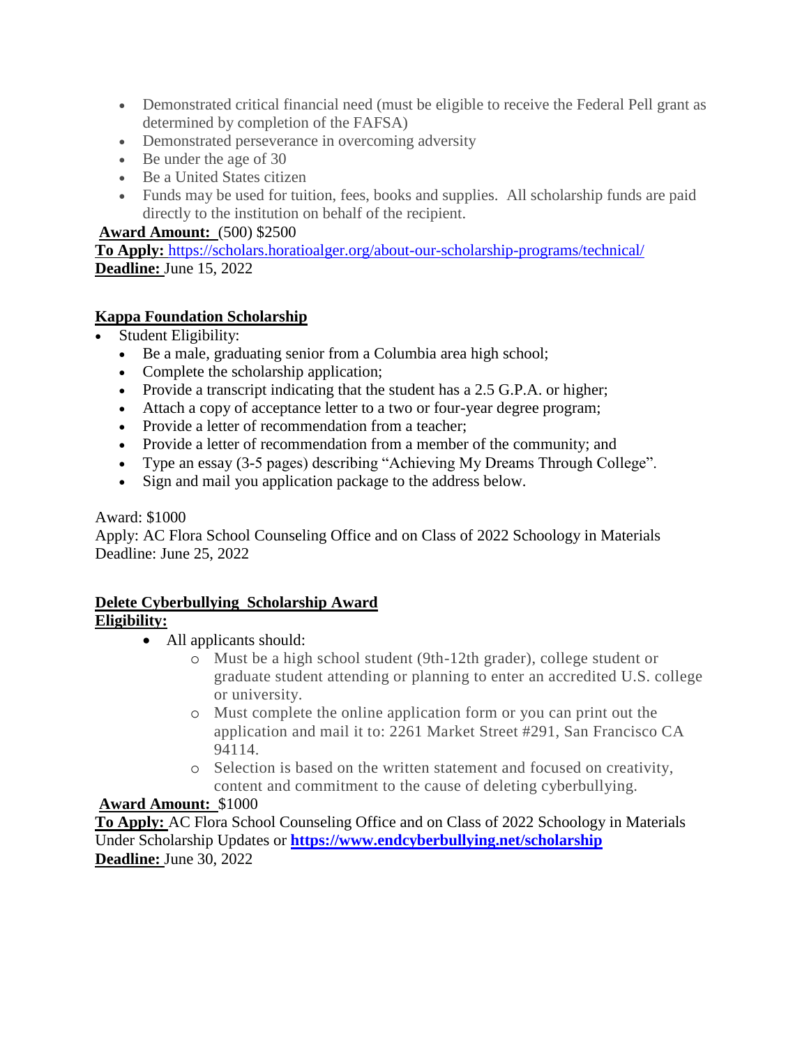- Demonstrated critical financial need (must be eligible to receive the Federal Pell grant as determined by completion of the FAFSA)
- Demonstrated perseverance in overcoming adversity
- Be under the age of 30
- Be a United States citizen
- Funds may be used for tuition, fees, books and supplies. All scholarship funds are paid directly to the institution on behalf of the recipient.

**Award Amount:** (500) $2500
**To Apply:** https://scholars.horatioalger.org/about-our-scholarship-programs/technical/
**Deadline:** June 15, 2022

**Kappa Foundation Scholarship**

- Student Eligibility:
  - Be a male, graduating senior from a Columbia area high school;
  - Complete the scholarship application;
  - Provide a transcript indicating that the student has a 2.5 G.P.A. or higher;
  - Attach a copy of acceptance letter to a two or four-year degree program;
  - Provide a letter of recommendation from a teacher;
  - Provide a letter of recommendation from a member of the community; and
  - Type an essay (3-5 pages) describing "Achieving My Dreams Through College".
  - Sign and mail you application package to the address below.

Award: $1000
Apply: AC Flora School Counseling Office and on Class of 2022 Schoology in Materials
Deadline: June 25, 2022

**Delete Cyberbullying Scholarship Award**
**Eligibility:**

- All applicants should:
  - Must be a high school student (9th-12th grader), college student or graduate student attending or planning to enter an accredited U.S. college or university.
  - Must complete the online application form or you can print out the application and mail it to: 2261 Market Street #291, San Francisco CA 94114.
  - Selection is based on the written statement and focused on creativity, content and commitment to the cause of deleting cyberbullying.

**Award Amount:** $1000
**To Apply:** AC Flora School Counseling Office and on Class of 2022 Schoology in Materials Under Scholarship Updates or **https://www.endcyberbullying.net/scholarship**
**Deadline:** June 30, 2022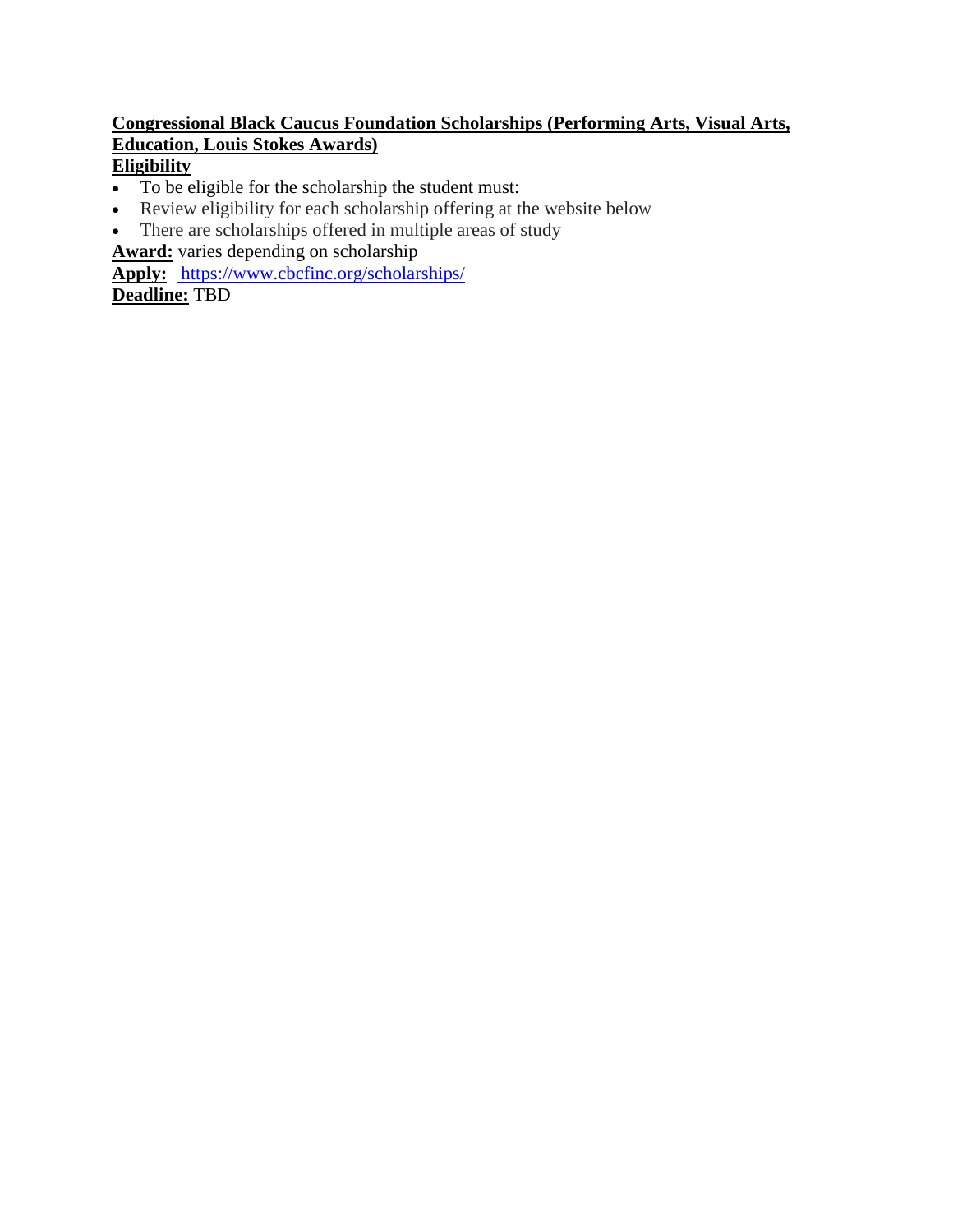**Congressional Black Caucus Foundation Scholarships (Performing Arts, Visual Arts, Education, Louis Stokes Awards)**

**Eligibility**

- To be eligible for the scholarship the student must:
- Review eligibility for each scholarship offering at the website below
- There are scholarships offered in multiple areas of study

**Award:** varies depending on scholarship

**Apply:** https://www.cbcfinc.org/scholarships/

**Deadline:** TBD